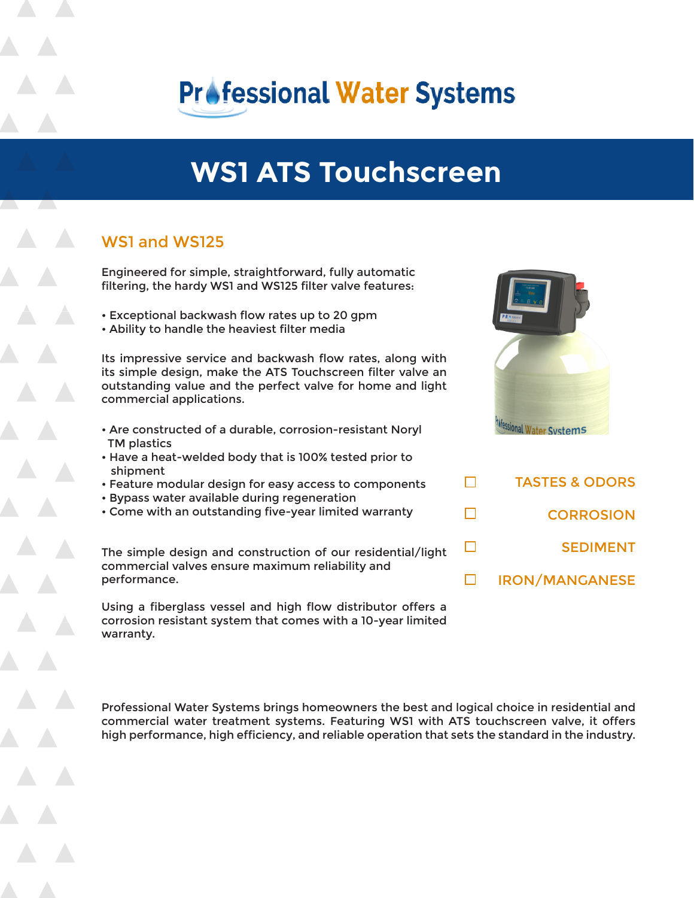# Professional Water Systems

# WS1 ATS Touchscreen

## WS1 and WS125

Engineered for simple, straightforward, fully automatic filtering, the hardy WS1 and WS125 filter valve features:

- Exceptional backwash flow rates up to 20 gpm
- Ability to handle the heaviest filter media

Its impressive service and backwash flow rates, along with its simple design, make the ATS Touchscreen filter valve an outstanding value and the perfect valve for home and light commercial applications.

- Are constructed of a durable, corrosion-resistant Noryl TM plastics
- Have a heat-welded body that is 100% tested prior to shipment
- Feature modular design for easy access to components
- Bypass water available during regeneration
- Come with an outstanding five-year limited warranty

The simple design and construction of our residential/light commercial valves ensure maximum reliability and performance.

Using a fiberglass vessel and high flow distributor offers a corrosion resistant system that comes with a 10-year limited warranty.

- ☐ TASTES & ODORS
- ☐ CORROSION
- ☐ SEDIMENT
- ☐ IRON/MANGANESE

Professional Water Systems brings homeowners the best and logical choice in residential and commercial water treatment systems. Featuring WS1 with ATS touchscreen valve, it offers high performance, high efficiency, and reliable operation that sets the standard in the industry.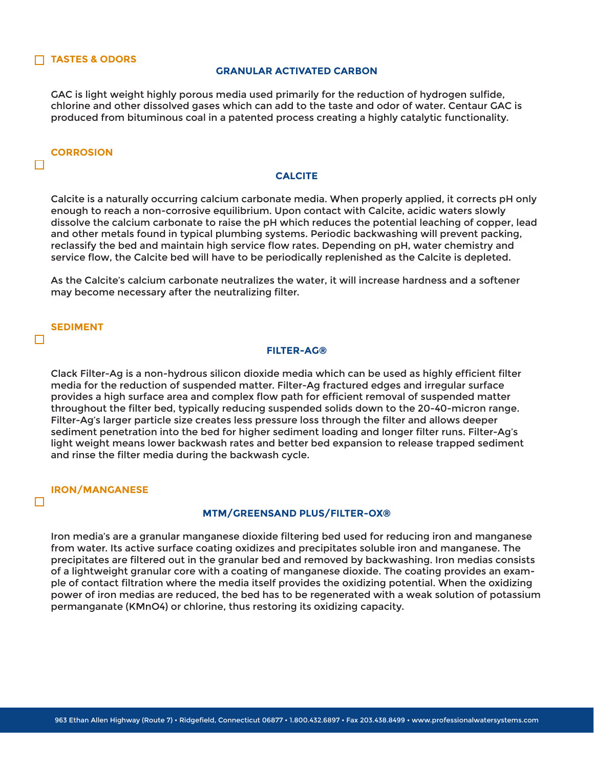## ☐ TASTES & ODORS

### GRANULAR ACTIVATED CARBON

GAC is light weight highly porous media used primarily for the reduction of hydrogen sulfide, chlorine and other dissolved gases which can add to the taste and odor of water. Centaur GAC is produced from bituminous coal in a patented process creating a highly catalytic functionality.

## ☐ CORROSION

### CALCITE

Calcite is a naturally occurring calcium carbonate media. When properly applied, it corrects pH only enough to reach a non-corrosive equilibrium. Upon contact with Calcite, acidic waters slowly dissolve the calcium carbonate to raise the pH which reduces the potential leaching of copper, lead and other metals found in typical plumbing systems. Periodic backwashing will prevent packing, reclassify the bed and maintain high service flow rates. Depending on pH, water chemistry and service flow, the Calcite bed will have to be periodically replenished as the Calcite is depleted.

As the Calcite's calcium carbonate neutralizes the water, it will increase hardness and a softener may become necessary after the neutralizing filter.

## ☐ SEDIMENT

### FILTER-AG®

Clack Filter-Ag is a non-hydrous silicon dioxide media which can be used as highly efficient filter media for the reduction of suspended matter. Filter-Ag fractured edges and irregular surface provides a high surface area and complex flow path for efficient removal of suspended matter throughout the filter bed, typically reducing suspended solids down to the 20-40-micron range. Filter-Ag's larger particle size creates less pressure loss through the filter and allows deeper sediment penetration into the bed for higher sediment loading and longer filter runs. Filter-Ag's light weight means lower backwash rates and better bed expansion to release trapped sediment and rinse the filter media during the backwash cycle.

## ☐ IRON/MANGANESE

### MTM/GREENSAND PLUS/FILTER-OX®

Iron media's are a granular manganese dioxide filtering bed used for reducing iron and manganese from water. Its active surface coating oxidizes and precipitates soluble iron and manganese. The precipitates are filtered out in the granular bed and removed by backwashing. Iron medias consists of a lightweight granular core with a coating of manganese dioxide. The coating provides an example of contact filtration where the media itself provides the oxidizing potential. When the oxidizing power of iron medias are reduced, the bed has to be regenerated with a weak solution of potassium permanganate ($KMnO_4$) or chlorine, thus restoring its oxidizing capacity.

963 Ethan Allen Highway (Route 7) • Ridgefield, Connecticut 06877 • 1.800.432.6897 • Fax 203.438.8499 • www.professionalwatersystems.com